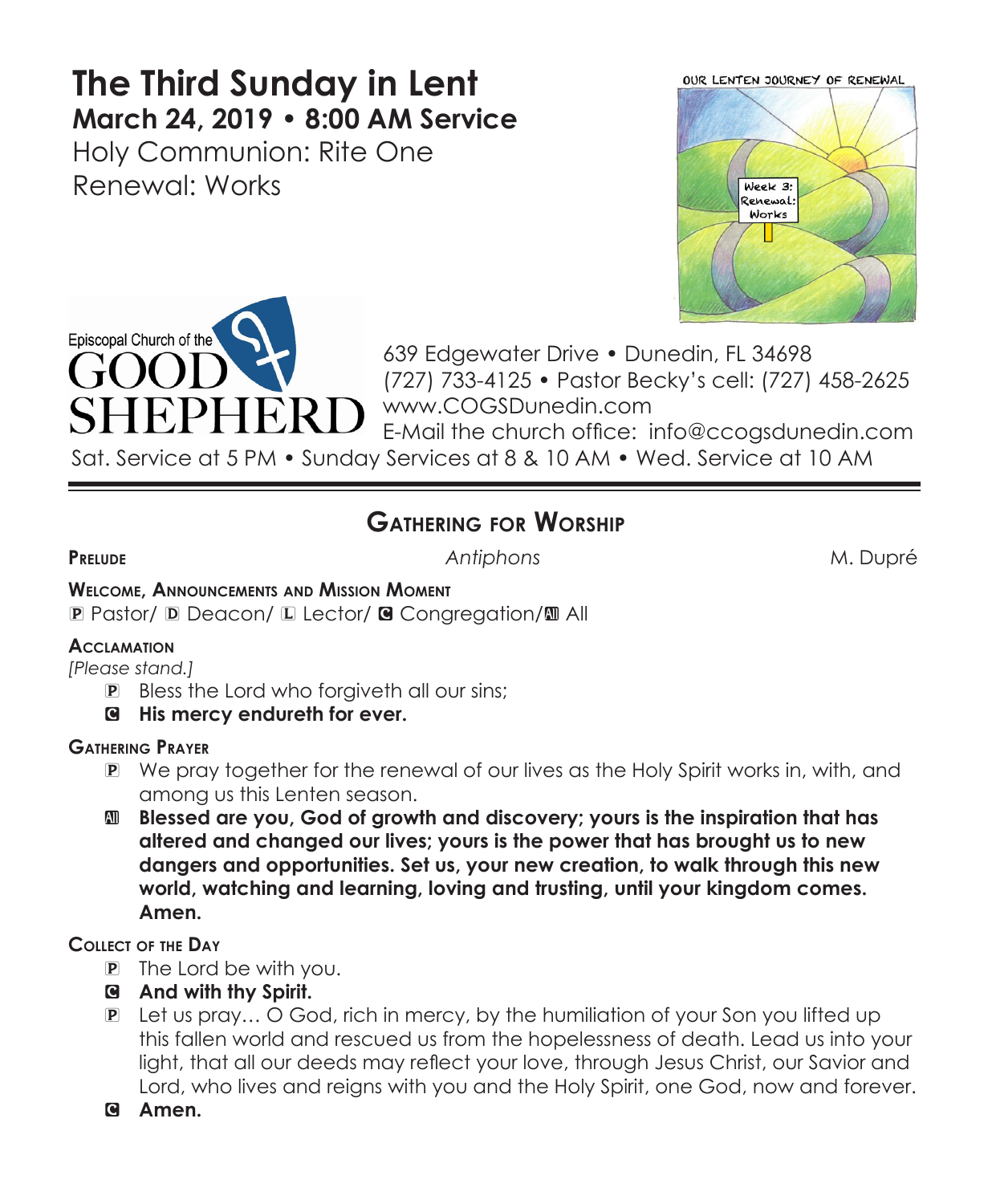# The Third Sunday in Lent

**March 24, 2019 • 8:00 AM Service**

Holy Communion: Rite One

Renewal: Works

OUR LENTEN JOURNEY OF RENEWAL

Week 3: Renewal: Works

Episcopal Church of the GOOD SHEPHERD

639 Edgewater Drive • Dunedin, FL 34698
(727) 733-4125 • Pastor Becky's cell: (727) 458-2625
www.COGSDunedin.com
E-Mail the church office: info@ccogsdunedin.com

Sat. Service at 5 PM • Sunday Services at 8 & 10 AM • Wed. Service at 10 AM

---

## Gathering for Worship

**Prelude** — *Antiphons* — M. Dupré

**Welcome, Announcements and Mission Moment**

P Pastor/ D Deacon/ L Lector/ C Congregation/ A All

**Acclamation**

*[Please stand.]*

P Bless the Lord who forgiveth all our sins;

C **His mercy endureth for ever.**

**Gathering Prayer**

P We pray together for the renewal of our lives as the Holy Spirit works in, with, and among us this Lenten season.

A **Blessed are you, God of growth and discovery; yours is the inspiration that has altered and changed our lives; yours is the power that has brought us to new dangers and opportunities. Set us, your new creation, to walk through this new world, watching and learning, loving and trusting, until your kingdom comes. Amen.**

**Collect of the Day**

P The Lord be with you.

C **And with thy Spirit.**

P Let us pray… O God, rich in mercy, by the humiliation of your Son you lifted up this fallen world and rescued us from the hopelessness of death. Lead us into your light, that all our deeds may reflect your love, through Jesus Christ, our Savior and Lord, who lives and reigns with you and the Holy Spirit, one God, now and forever.

C **Amen.**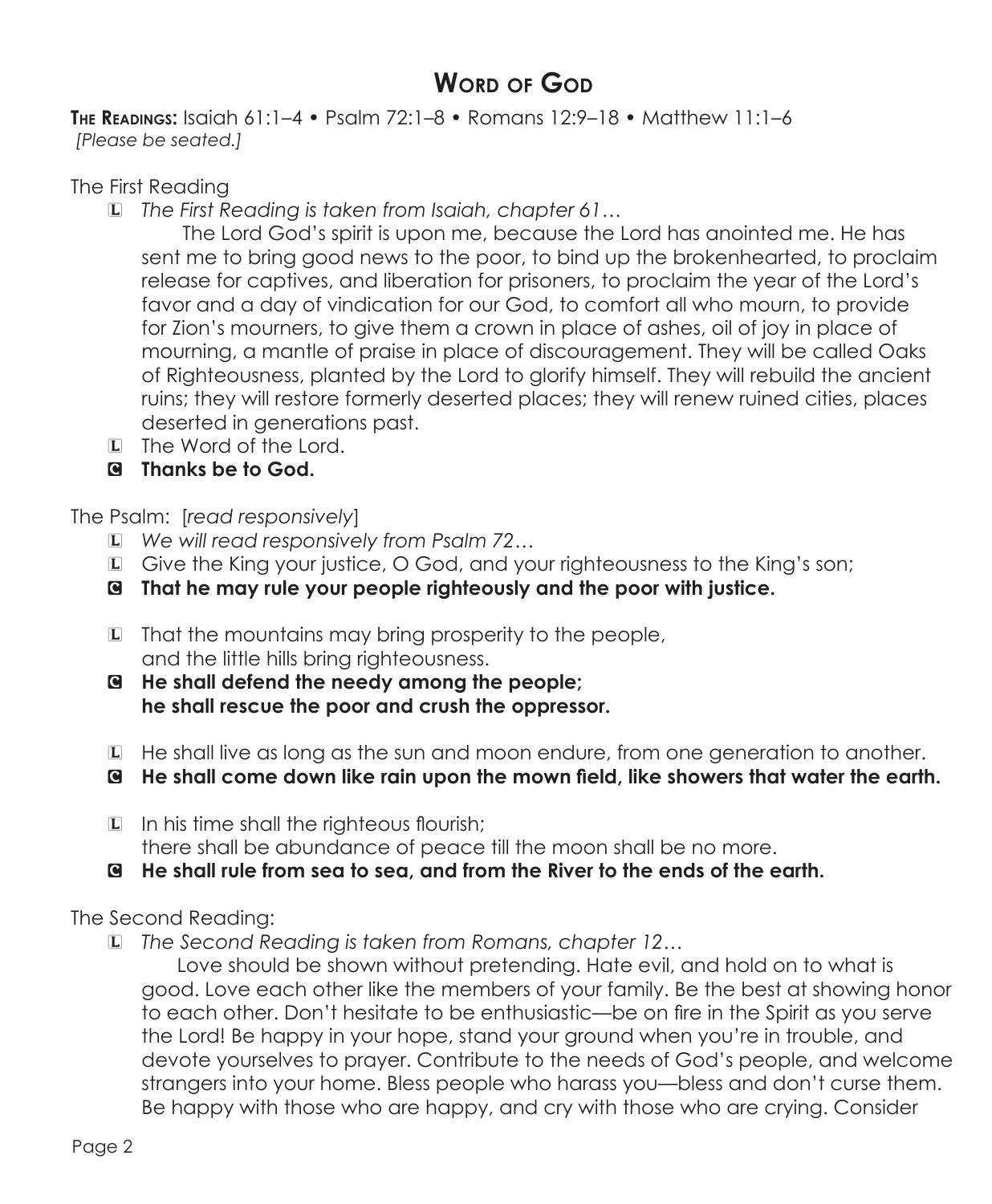# Word of God

**The Readings:** Isaiah 61:1–4 • Psalm 72:1–8 • Romans 12:9–18 • Matthew 11:1–6
*[Please be seated.]*

The First Reading

L *The First Reading is taken from Isaiah, chapter 61…*

The Lord God's spirit is upon me, because the Lord has anointed me. He has sent me to bring good news to the poor, to bind up the brokenhearted, to proclaim release for captives, and liberation for prisoners, to proclaim the year of the Lord's favor and a day of vindication for our God, to comfort all who mourn, to provide for Zion's mourners, to give them a crown in place of ashes, oil of joy in place of mourning, a mantle of praise in place of discouragement. They will be called Oaks of Righteousness, planted by the Lord to glorify himself. They will rebuild the ancient ruins; they will restore formerly deserted places; they will renew ruined cities, places deserted in generations past.

L The Word of the Lord.

**C Thanks be to God.**

The Psalm: [*read responsively*]

L *We will read responsively from Psalm 72…*

L Give the King your justice, O God, and your righteousness to the King's son;

**C That he may rule your people righteously and the poor with justice.**

L That the mountains may bring prosperity to the people,
and the little hills bring righteousness.

**C He shall defend the needy among the people;
he shall rescue the poor and crush the oppressor.**

L He shall live as long as the sun and moon endure, from one generation to another.

**C He shall come down like rain upon the mown field, like showers that water the earth.**

L In his time shall the righteous flourish;
there shall be abundance of peace till the moon shall be no more.

**C He shall rule from sea to sea, and from the River to the ends of the earth.**

The Second Reading:

L *The Second Reading is taken from Romans, chapter 12…*

Love should be shown without pretending. Hate evil, and hold on to what is good. Love each other like the members of your family. Be the best at showing honor to each other. Don't hesitate to be enthusiastic—be on fire in the Spirit as you serve the Lord! Be happy in your hope, stand your ground when you're in trouble, and devote yourselves to prayer. Contribute to the needs of God's people, and welcome strangers into your home. Bless people who harass you—bless and don't curse them. Be happy with those who are happy, and cry with those who are crying. Consider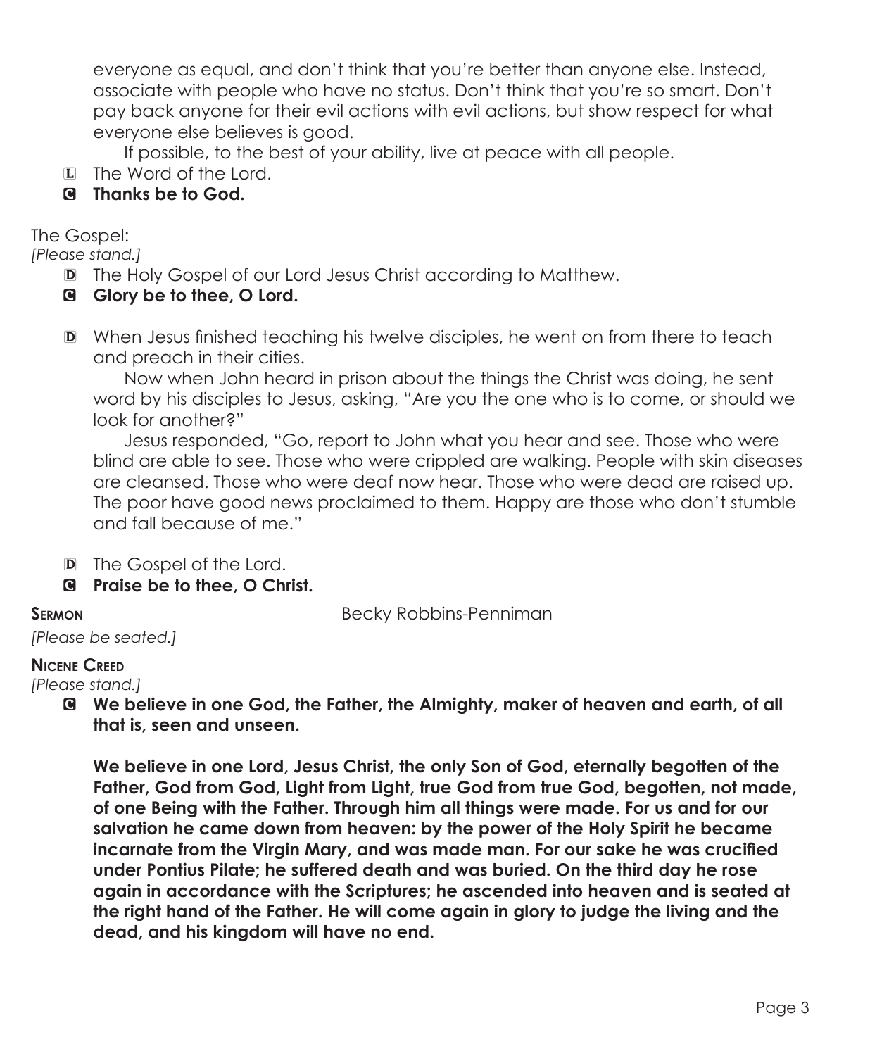everyone as equal, and don't think that you're better than anyone else. Instead, associate with people who have no status. Don't think that you're so smart. Don't pay back anyone for their evil actions with evil actions, but show respect for what everyone else believes is good.

If possible, to the best of your ability, live at peace with all people.

L The Word of the Lord.

**C Thanks be to God.**

The Gospel:

*[Please stand.]*

D The Holy Gospel of our Lord Jesus Christ according to Matthew.

**C Glory be to thee, O Lord.**

D When Jesus finished teaching his twelve disciples, he went on from there to teach and preach in their cities.

Now when John heard in prison about the things the Christ was doing, he sent word by his disciples to Jesus, asking, "Are you the one who is to come, or should we look for another?"

Jesus responded, "Go, report to John what you hear and see. Those who were blind are able to see. Those who were crippled are walking. People with skin diseases are cleansed. Those who were deaf now hear. Those who were dead are raised up. The poor have good news proclaimed to them. Happy are those who don't stumble and fall because of me."

D The Gospel of the Lord.

**C Praise be to thee, O Christ.**

**Sermon** Becky Robbins-Penniman

*[Please be seated.]*

**Nicene Creed**

*[Please stand.]*

**C We believe in one God, the Father, the Almighty, maker of heaven and earth, of all that is, seen and unseen.**

**We believe in one Lord, Jesus Christ, the only Son of God, eternally begotten of the Father, God from God, Light from Light, true God from true God, begotten, not made, of one Being with the Father. Through him all things were made. For us and for our salvation he came down from heaven: by the power of the Holy Spirit he became incarnate from the Virgin Mary, and was made man. For our sake he was crucified under Pontius Pilate; he suffered death and was buried. On the third day he rose again in accordance with the Scriptures; he ascended into heaven and is seated at the right hand of the Father. He will come again in glory to judge the living and the dead, and his kingdom will have no end.**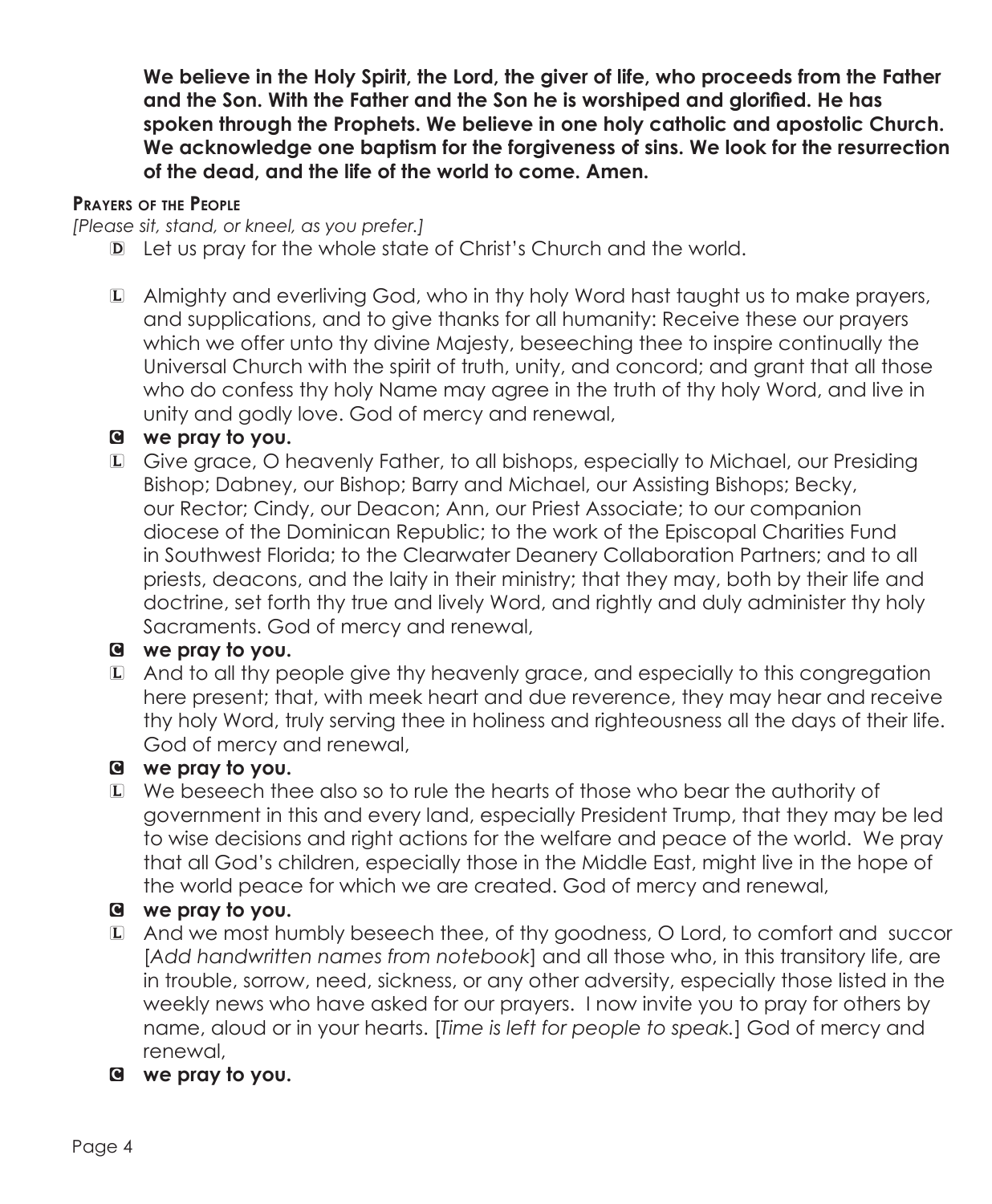**We believe in the Holy Spirit, the Lord, the giver of life, who proceeds from the Father and the Son. With the Father and the Son he is worshiped and glorified. He has spoken through the Prophets. We believe in one holy catholic and apostolic Church. We acknowledge one baptism for the forgiveness of sins. We look for the resurrection of the dead, and the life of the world to come. Amen.**

## Prayers of the People

*[Please sit, stand, or kneel, as you prefer.]*

D Let us pray for the whole state of Christ's Church and the world.

L Almighty and everliving God, who in thy holy Word hast taught us to make prayers, and supplications, and to give thanks for all humanity: Receive these our prayers which we offer unto thy divine Majesty, beseeching thee to inspire continually the Universal Church with the spirit of truth, unity, and concord; and grant that all those who do confess thy holy Name may agree in the truth of thy holy Word, and live in unity and godly love. God of mercy and renewal,

**C we pray to you.**

L Give grace, O heavenly Father, to all bishops, especially to Michael, our Presiding Bishop; Dabney, our Bishop; Barry and Michael, our Assisting Bishops; Becky, our Rector; Cindy, our Deacon; Ann, our Priest Associate; to our companion diocese of the Dominican Republic; to the work of the Episcopal Charities Fund in Southwest Florida; to the Clearwater Deanery Collaboration Partners; and to all priests, deacons, and the laity in their ministry; that they may, both by their life and doctrine, set forth thy true and lively Word, and rightly and duly administer thy holy Sacraments. God of mercy and renewal,

**C we pray to you.**

L And to all thy people give thy heavenly grace, and especially to this congregation here present; that, with meek heart and due reverence, they may hear and receive thy holy Word, truly serving thee in holiness and righteousness all the days of their life. God of mercy and renewal,

**C we pray to you.**

L We beseech thee also so to rule the hearts of those who bear the authority of government in this and every land, especially President Trump, that they may be led to wise decisions and right actions for the welfare and peace of the world. We pray that all God's children, especially those in the Middle East, might live in the hope of the world peace for which we are created. God of mercy and renewal,

**C we pray to you.**

L And we most humbly beseech thee, of thy goodness, O Lord, to comfort and succor [*Add handwritten names from notebook*] and all those who, in this transitory life, are in trouble, sorrow, need, sickness, or any other adversity, especially those listed in the weekly news who have asked for our prayers. I now invite you to pray for others by name, aloud or in your hearts. [*Time is left for people to speak.*] God of mercy and renewal,

**C we pray to you.**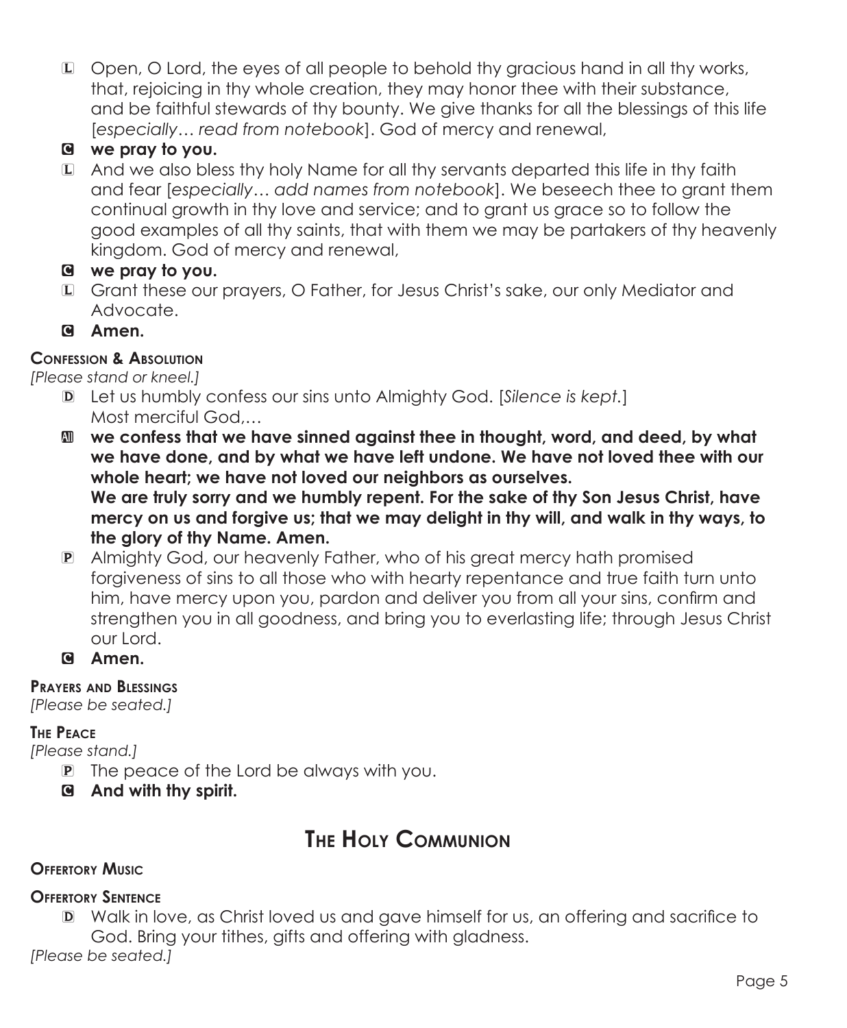L Open, O Lord, the eyes of all people to behold thy gracious hand in all thy works, that, rejoicing in thy whole creation, they may honor thee with their substance, and be faithful stewards of thy bounty. We give thanks for all the blessings of this life [*especially… read from notebook*]. God of mercy and renewal,

C **we pray to you.**

L And we also bless thy holy Name for all thy servants departed this life in thy faith and fear [*especially… add names from notebook*]. We beseech thee to grant them continual growth in thy love and service; and to grant us grace so to follow the good examples of all thy saints, that with them we may be partakers of thy heavenly kingdom. God of mercy and renewal,

C **we pray to you.**

L Grant these our prayers, O Father, for Jesus Christ's sake, our only Mediator and Advocate.

C **Amen.**

**Confession & Absolution**

*[Please stand or kneel.]*

D Let us humbly confess our sins unto Almighty God. [*Silence is kept.*] Most merciful God,…

All **we confess that we have sinned against thee in thought, word, and deed, by what we have done, and by what we have left undone. We have not loved thee with our whole heart; we have not loved our neighbors as ourselves.**
**We are truly sorry and we humbly repent. For the sake of thy Son Jesus Christ, have mercy on us and forgive us; that we may delight in thy will, and walk in thy ways, to the glory of thy Name. Amen.**

P Almighty God, our heavenly Father, who of his great mercy hath promised forgiveness of sins to all those who with hearty repentance and true faith turn unto him, have mercy upon you, pardon and deliver you from all your sins, confirm and strengthen you in all goodness, and bring you to everlasting life; through Jesus Christ our Lord.

C **Amen.**

**Prayers and Blessings**

*[Please be seated.]*

**The Peace**

*[Please stand.]*

P The peace of the Lord be always with you.

C **And with thy spirit.**

## The Holy Communion

**Offertory Music**

**Offertory Sentence**

D Walk in love, as Christ loved us and gave himself for us, an offering and sacrifice to God. Bring your tithes, gifts and offering with gladness.

*[Please be seated.]*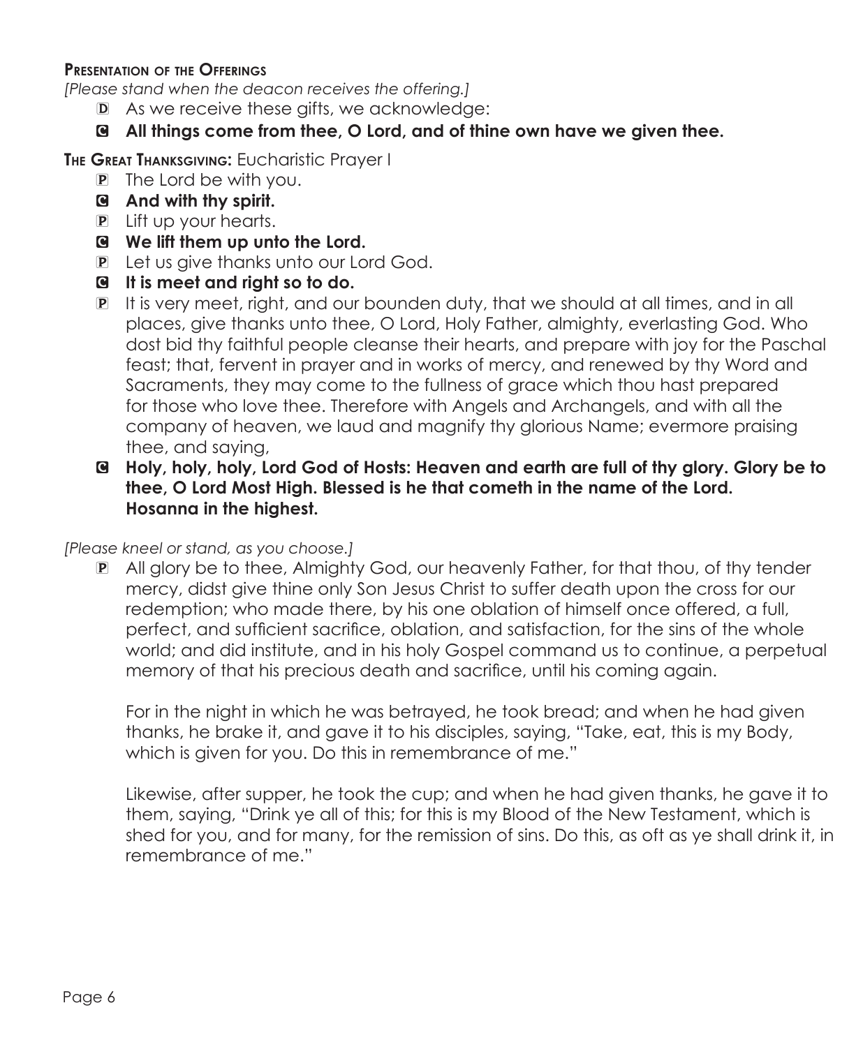**Presentation of the Offerings**

*[Please stand when the deacon receives the offering.]*

D As we receive these gifts, we acknowledge:

C **All things come from thee, O Lord, and of thine own have we given thee.**

**The Great Thanksgiving:** Eucharistic Prayer I

P The Lord be with you.

C **And with thy spirit.**

P Lift up your hearts.

C **We lift them up unto the Lord.**

P Let us give thanks unto our Lord God.

C **It is meet and right so to do.**

P It is very meet, right, and our bounden duty, that we should at all times, and in all places, give thanks unto thee, O Lord, Holy Father, almighty, everlasting God. Who dost bid thy faithful people cleanse their hearts, and prepare with joy for the Paschal feast; that, fervent in prayer and in works of mercy, and renewed by thy Word and Sacraments, they may come to the fullness of grace which thou hast prepared for those who love thee. Therefore with Angels and Archangels, and with all the company of heaven, we laud and magnify thy glorious Name; evermore praising thee, and saying,

C **Holy, holy, holy, Lord God of Hosts: Heaven and earth are full of thy glory. Glory be to thee, O Lord Most High. Blessed is he that cometh in the name of the Lord. Hosanna in the highest.**

*[Please kneel or stand, as you choose.]*

P All glory be to thee, Almighty God, our heavenly Father, for that thou, of thy tender mercy, didst give thine only Son Jesus Christ to suffer death upon the cross for our redemption; who made there, by his one oblation of himself once offered, a full, perfect, and sufficient sacrifice, oblation, and satisfaction, for the sins of the whole world; and did institute, and in his holy Gospel command us to continue, a perpetual memory of that his precious death and sacrifice, until his coming again.

For in the night in which he was betrayed, he took bread; and when he had given thanks, he brake it, and gave it to his disciples, saying, "Take, eat, this is my Body, which is given for you. Do this in remembrance of me."

Likewise, after supper, he took the cup; and when he had given thanks, he gave it to them, saying, "Drink ye all of this; for this is my Blood of the New Testament, which is shed for you, and for many, for the remission of sins. Do this, as oft as ye shall drink it, in remembrance of me."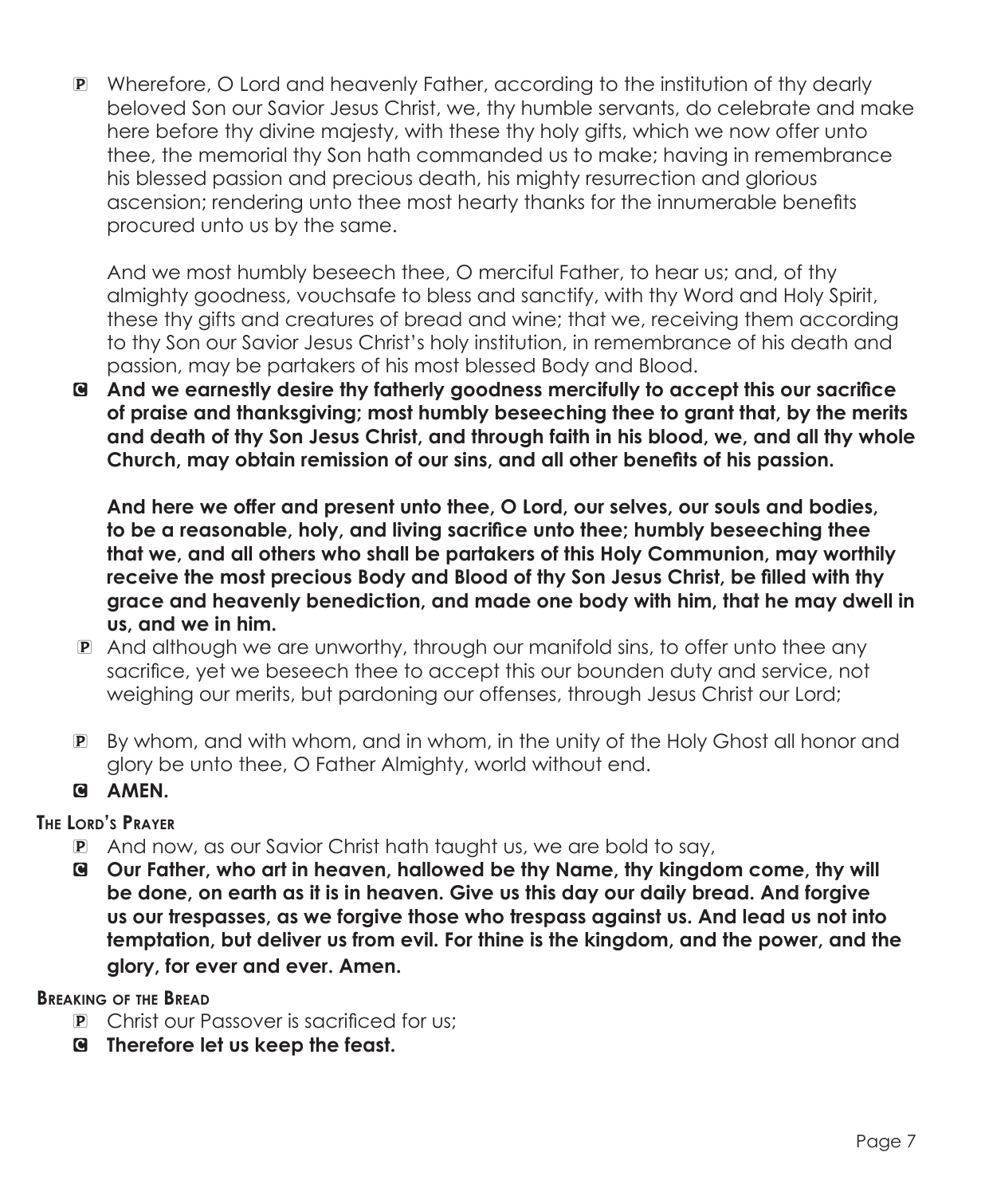P Wherefore, O Lord and heavenly Father, according to the institution of thy dearly beloved Son our Savior Jesus Christ, we, thy humble servants, do celebrate and make here before thy divine majesty, with these thy holy gifts, which we now offer unto thee, the memorial thy Son hath commanded us to make; having in remembrance his blessed passion and precious death, his mighty resurrection and glorious ascension; rendering unto thee most hearty thanks for the innumerable benefits procured unto us by the same.

And we most humbly beseech thee, O merciful Father, to hear us; and, of thy almighty goodness, vouchsafe to bless and sanctify, with thy Word and Holy Spirit, these thy gifts and creatures of bread and wine; that we, receiving them according to thy Son our Savior Jesus Christ's holy institution, in remembrance of his death and passion, may be partakers of his most blessed Body and Blood.

C **And we earnestly desire thy fatherly goodness mercifully to accept this our sacrifice of praise and thanksgiving; most humbly beseeching thee to grant that, by the merits and death of thy Son Jesus Christ, and through faith in his blood, we, and all thy whole Church, may obtain remission of our sins, and all other benefits of his passion.**

**And here we offer and present unto thee, O Lord, our selves, our souls and bodies, to be a reasonable, holy, and living sacrifice unto thee; humbly beseeching thee that we, and all others who shall be partakers of this Holy Communion, may worthily receive the most precious Body and Blood of thy Son Jesus Christ, be filled with thy grace and heavenly benediction, and made one body with him, that he may dwell in us, and we in him.**

P And although we are unworthy, through our manifold sins, to offer unto thee any sacrifice, yet we beseech thee to accept this our bounden duty and service, not weighing our merits, but pardoning our offenses, through Jesus Christ our Lord;

P By whom, and with whom, and in whom, in the unity of the Holy Ghost all honor and glory be unto thee, O Father Almighty, world without end.

C **AMEN.**

### The Lord's Prayer

P And now, as our Savior Christ hath taught us, we are bold to say,

C **Our Father, who art in heaven, hallowed be thy Name, thy kingdom come, thy will be done, on earth as it is in heaven. Give us this day our daily bread. And forgive us our trespasses, as we forgive those who trespass against us. And lead us not into temptation, but deliver us from evil. For thine is the kingdom, and the power, and the glory, for ever and ever. Amen.**

### Breaking of the Bread

P Christ our Passover is sacrificed for us;

C **Therefore let us keep the feast.**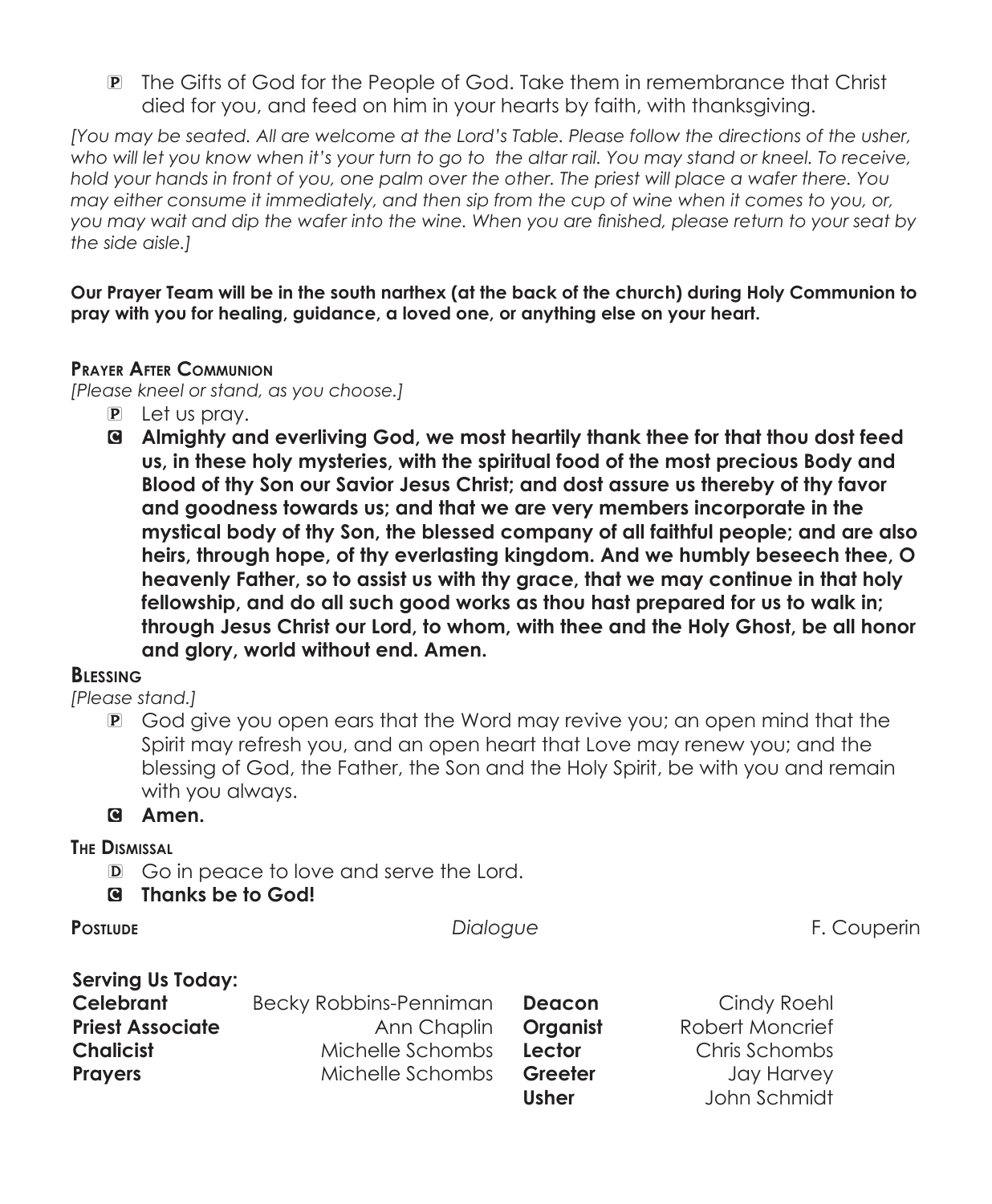P The Gifts of God for the People of God. Take them in remembrance that Christ died for you, and feed on him in your hearts by faith, with thanksgiving.

*[You may be seated. All are welcome at the Lord's Table. Please follow the directions of the usher, who will let you know when it's your turn to go to the altar rail. You may stand or kneel. To receive, hold your hands in front of you, one palm over the other. The priest will place a wafer there. You may either consume it immediately, and then sip from the cup of wine when it comes to you, or, you may wait and dip the wafer into the wine. When you are finished, please return to your seat by the side aisle.]*

**Our Prayer Team will be in the south narthex (at the back of the church) during Holy Communion to pray with you for healing, guidance, a loved one, or anything else on your heart.**

**Prayer After Communion**

*[Please kneel or stand, as you choose.]*

P Let us pray.

C **Almighty and everliving God, we most heartily thank thee for that thou dost feed us, in these holy mysteries, with the spiritual food of the most precious Body and Blood of thy Son our Savior Jesus Christ; and dost assure us thereby of thy favor and goodness towards us; and that we are very members incorporate in the mystical body of thy Son, the blessed company of all faithful people; and are also heirs, through hope, of thy everlasting kingdom. And we humbly beseech thee, O heavenly Father, so to assist us with thy grace, that we may continue in that holy fellowship, and do all such good works as thou hast prepared for us to walk in; through Jesus Christ our Lord, to whom, with thee and the Holy Ghost, be all honor and glory, world without end. Amen.**

**Blessing**

*[Please stand.]*

P God give you open ears that the Word may revive you; an open mind that the Spirit may refresh you, and an open heart that Love may renew you; and the blessing of God, the Father, the Son and the Holy Spirit, be with you and remain with you always.

C **Amen.**

**The Dismissal**

D Go in peace to love and serve the Lord.

C **Thanks be to God!**

**Postlude** *Dialogue* F. Couperin

**Serving Us Today:**

| | | | |
|---|---|---|---|
| **Celebrant** | Becky Robbins-Penniman | **Deacon** | Cindy Roehl |
| **Priest Associate** | Ann Chaplin | **Organist** | Robert Moncrief |
| **Chalicist** | Michelle Schombs | **Lector** | Chris Schombs |
| **Prayers** | Michelle Schombs | **Greeter** | Jay Harvey |
| | | **Usher** | John Schmidt |